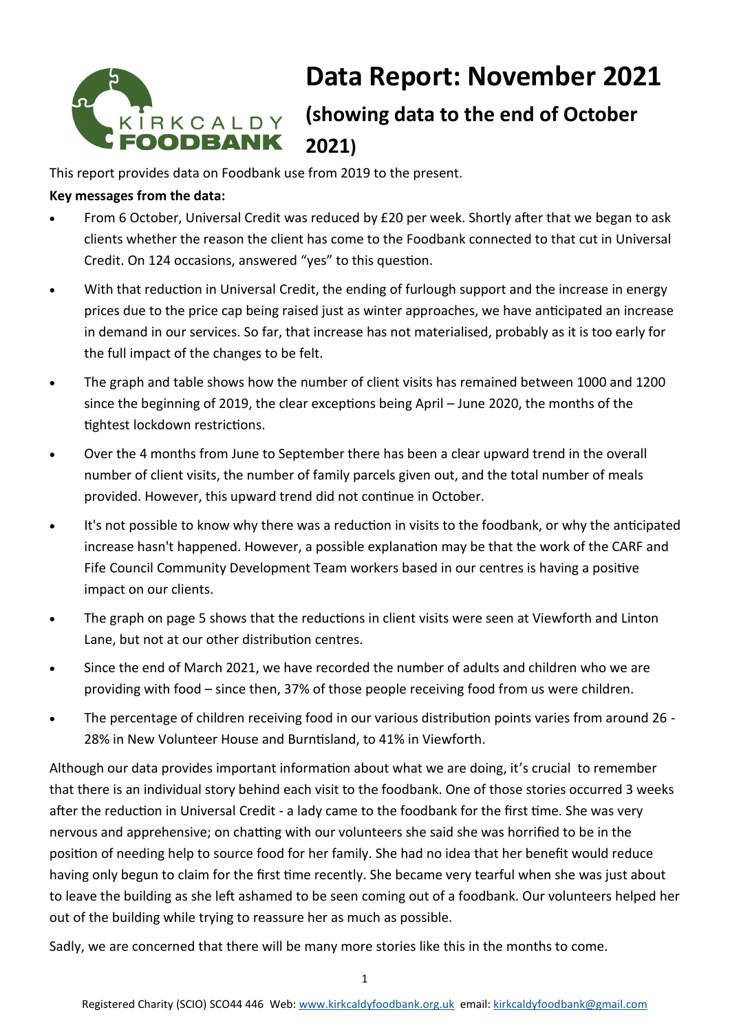# Data Report: November 2021

## (showing data to the end of October 2021)

This report provides data on Foodbank use from 2019 to the present.

**Key messages from the data:**

- From 6 October, Universal Credit was reduced by £20 per week. Shortly after that we began to ask clients whether the reason the client has come to the Foodbank connected to that cut in Universal Credit. On 124 occasions, answered "yes" to this question.
- With that reduction in Universal Credit, the ending of furlough support and the increase in energy prices due to the price cap being raised just as winter approaches, we have anticipated an increase in demand in our services. So far, that increase has not materialised, probably as it is too early for the full impact of the changes to be felt.
- The graph and table shows how the number of client visits has remained between 1000 and 1200 since the beginning of 2019, the clear exceptions being April – June 2020, the months of the tightest lockdown restrictions.
- Over the 4 months from June to September there has been a clear upward trend in the overall number of client visits, the number of family parcels given out, and the total number of meals provided. However, this upward trend did not continue in October.
- It's not possible to know why there was a reduction in visits to the foodbank, or why the anticipated increase hasn't happened. However, a possible explanation may be that the work of the CARF and Fife Council Community Development Team workers based in our centres is having a positive impact on our clients.
- The graph on page 5 shows that the reductions in client visits were seen at Viewforth and Linton Lane, but not at our other distribution centres.
- Since the end of March 2021, we have recorded the number of adults and children who we are providing with food – since then, 37% of those people receiving food from us were children.
- The percentage of children receiving food in our various distribution points varies from around 26 - 28% in New Volunteer House and Burntisland, to 41% in Viewforth.

Although our data provides important information about what we are doing, it's crucial to remember that there is an individual story behind each visit to the foodbank. One of those stories occurred 3 weeks after the reduction in Universal Credit - a lady came to the foodbank for the first time. She was very nervous and apprehensive; on chatting with our volunteers she said she was horrified to be in the position of needing help to source food for her family. She had no idea that her benefit would reduce having only begun to claim for the first time recently. She became very tearful when she was just about to leave the building as she left ashamed to be seen coming out of a foodbank. Our volunteers helped her out of the building while trying to reassure her as much as possible.

Sadly, we are concerned that there will be many more stories like this in the months to come.

Registered Charity (SCIO) SCO44 446 Web: www.kirkcaldyfoodbank.org.uk email: kirkcaldyfoodbank@gmail.com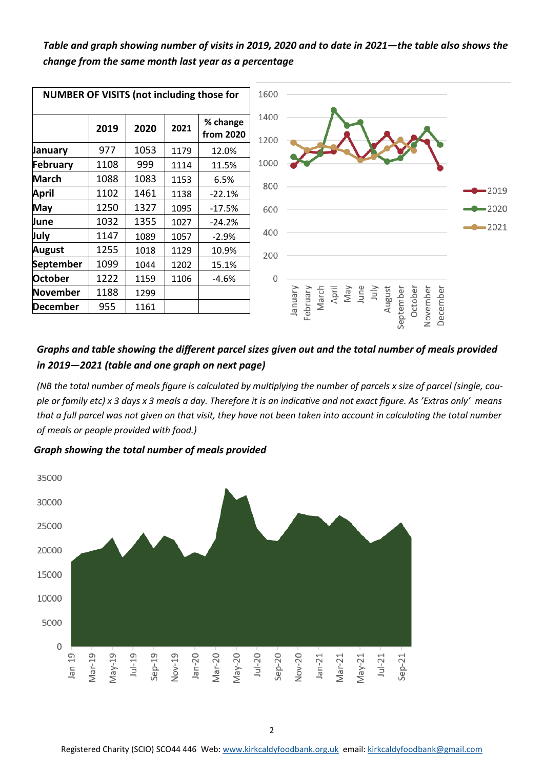***Table and graph showing number of visits in 2019, 2020 and to date in 2021—the table also shows the change from the same month last year as a percentage***

| NUMBER OF VISITS (not including those for | | | | |
|---|---|---|---|---|
| | **2019** | **2020** | **2021** | **% change from 2020** |
| **January** | 977 | 1053 | 1179 | 12.0% |
| **February** | 1108 | 999 | 1114 | 11.5% |
| **March** | 1088 | 1083 | 1153 | 6.5% |
| **April** | 1102 | 1461 | 1138 | -22.1% |
| **May** | 1250 | 1327 | 1095 | -17.5% |
| **June** | 1032 | 1355 | 1027 | -24.2% |
| **July** | 1147 | 1089 | 1057 | -2.9% |
| **August** | 1255 | 1018 | 1129 | 10.9% |
| **September** | 1099 | 1044 | 1202 | 15.1% |
| **October** | 1222 | 1159 | 1106 | -4.6% |
| **November** | 1188 | 1299 | | |
| **December** | 955 | 1161 | | |

***Graphs and table showing the different parcel sizes given out and the total number of meals provided in 2019—2021 (table and one graph on next page)***

*(NB the total number of meals figure is calculated by multiplying the number of parcels x size of parcel (single, couple or family etc) x 3 days x 3 meals a day. Therefore it is an indicative and not exact figure. As 'Extras only' means that a full parcel was not given on that visit, they have not been taken into account in calculating the total number of meals or people provided with food.)*

***Graph showing the total number of meals provided***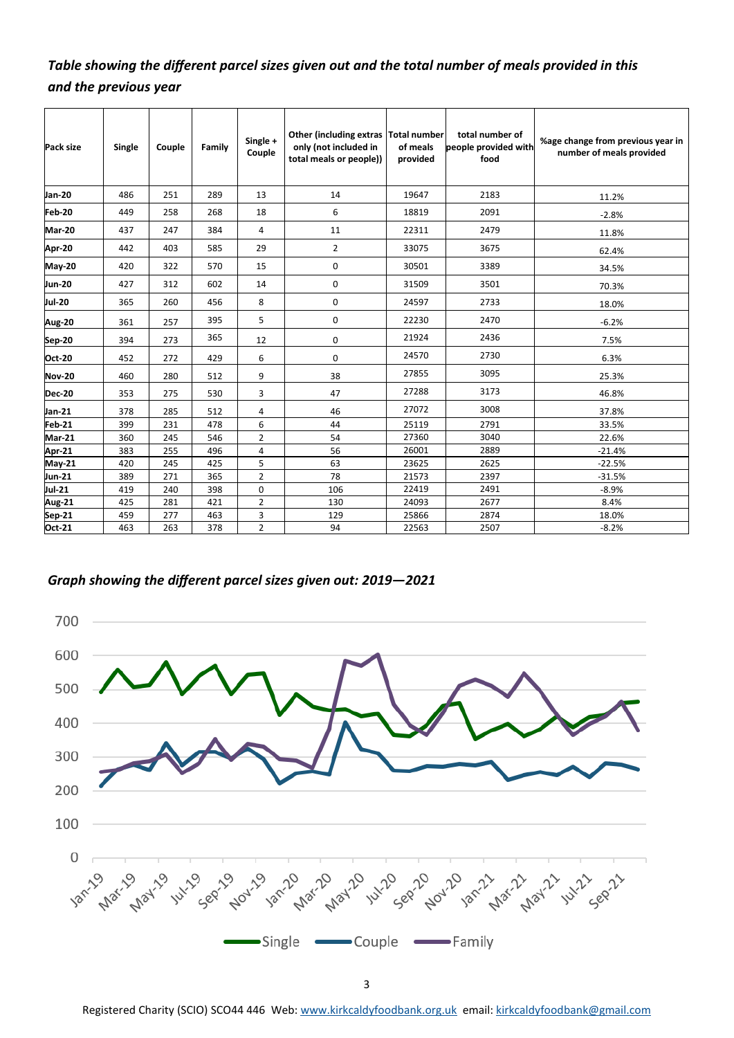*Table showing the different parcel sizes given out and the total number of meals provided in this and the previous year*

| Pack size | Single | Couple | Family | Single + Couple | Other (including extras only (not included in total meals or people)) | Total number of meals provided | total number of people provided with food | %age change from previous year in number of meals provided |
|---|---|---|---|---|---|---|---|---|
| Jan-20 | 486 | 251 | 289 | 13 | 14 | 19647 | 2183 | 11.2% |
| Feb-20 | 449 | 258 | 268 | 18 | 6 | 18819 | 2091 | -2.8% |
| Mar-20 | 437 | 247 | 384 | 4 | 11 | 22311 | 2479 | 11.8% |
| Apr-20 | 442 | 403 | 585 | 29 | 2 | 33075 | 3675 | 62.4% |
| May-20 | 420 | 322 | 570 | 15 | 0 | 30501 | 3389 | 34.5% |
| Jun-20 | 427 | 312 | 602 | 14 | 0 | 31509 | 3501 | 70.3% |
| Jul-20 | 365 | 260 | 456 | 8 | 0 | 24597 | 2733 | 18.0% |
| Aug-20 | 361 | 257 | 395 | 5 | 0 | 22230 | 2470 | -6.2% |
| Sep-20 | 394 | 273 | 365 | 12 | 0 | 21924 | 2436 | 7.5% |
| Oct-20 | 452 | 272 | 429 | 6 | 0 | 24570 | 2730 | 6.3% |
| Nov-20 | 460 | 280 | 512 | 9 | 38 | 27855 | 3095 | 25.3% |
| Dec-20 | 353 | 275 | 530 | 3 | 47 | 27288 | 3173 | 46.8% |
| Jan-21 | 378 | 285 | 512 | 4 | 46 | 27072 | 3008 | 37.8% |
| Feb-21 | 399 | 231 | 478 | 6 | 44 | 25119 | 2791 | 33.5% |
| Mar-21 | 360 | 245 | 546 | 2 | 54 | 27360 | 3040 | 22.6% |
| Apr-21 | 383 | 255 | 496 | 4 | 56 | 26001 | 2889 | -21.4% |
| May-21 | 420 | 245 | 425 | 5 | 63 | 23625 | 2625 | -22.5% |
| Jun-21 | 389 | 271 | 365 | 2 | 78 | 21573 | 2397 | -31.5% |
| Jul-21 | 419 | 240 | 398 | 0 | 106 | 22419 | 2491 | -8.9% |
| Aug-21 | 425 | 281 | 421 | 2 | 130 | 24093 | 2677 | 8.4% |
| Sep-21 | 459 | 277 | 463 | 3 | 129 | 25866 | 2874 | 18.0% |
| Oct-21 | 463 | 263 | 378 | 2 | 94 | 22563 | 2507 | -8.2% |

*Graph showing the different parcel sizes given out: 2019—2021*

Registered Charity (SCIO) SCO44 446 Web: www.kirkcaldyfoodbank.org.uk email: kirkcaldyfoodbank@gmail.com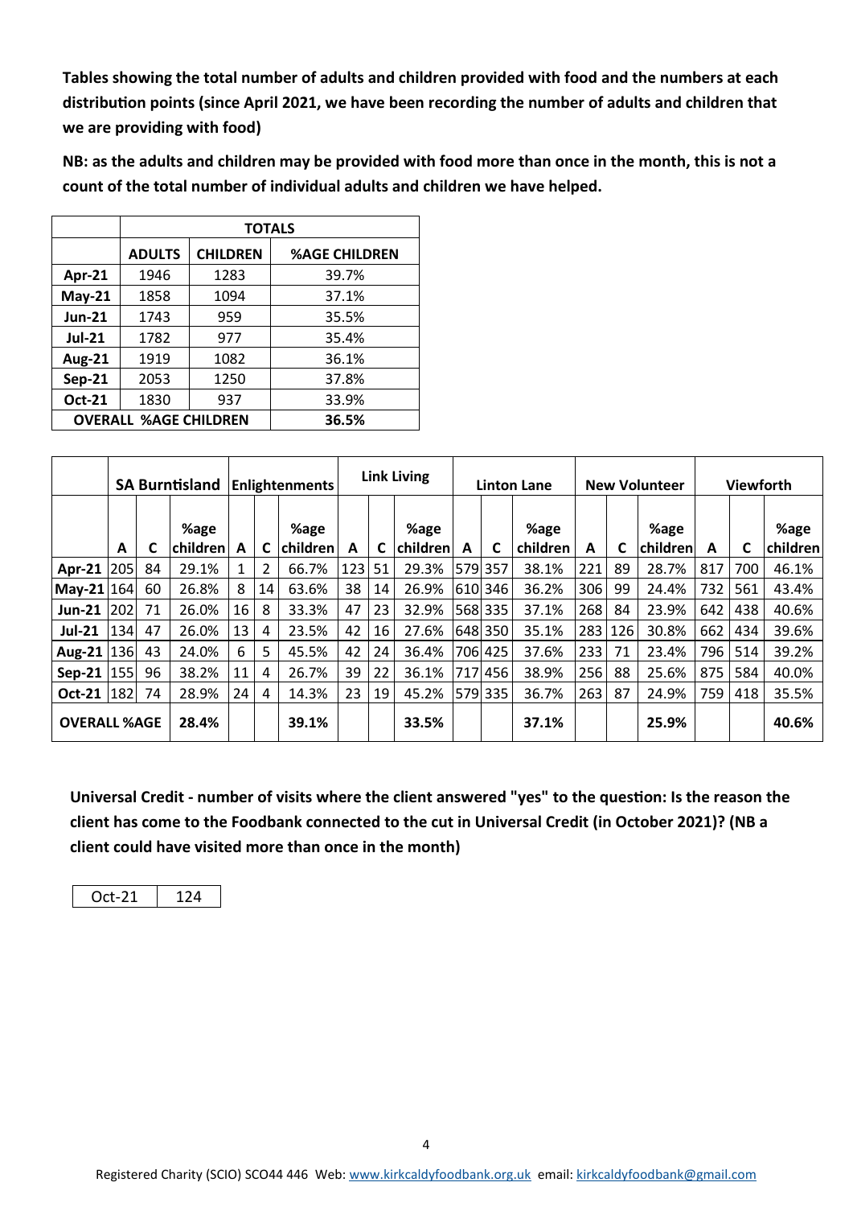**Tables showing the total number of adults and children provided with food and the numbers at each distribution points (since April 2021, we have been recording the number of adults and children that we are providing with food)**

**NB: as the adults and children may be provided with food more than once in the month, this is not a count of the total number of individual adults and children we have helped.**

| | TOTALS | | |
|---|---|---|---|
| | **ADULTS** | **CHILDREN** | **%AGE CHILDREN** |
| **Apr-21** | 1946 | 1283 | 39.7% |
| **May-21** | 1858 | 1094 | 37.1% |
| **Jun-21** | 1743 | 959 | 35.5% |
| **Jul-21** | 1782 | 977 | 35.4% |
| **Aug-21** | 1919 | 1082 | 36.1% |
| **Sep-21** | 2053 | 1250 | 37.8% |
| **Oct-21** | 1830 | 937 | 33.9% |
| **OVERALL %AGE CHILDREN** | | | **36.5%** |

| | **SA Burntisland** | | | **Enlightenments** | | | **Link Living** | | | **Linton Lane** | | | **New Volunteer** | | | **Viewforth** | | |
|---|---|---|---|---|---|---|---|---|---|---|---|---|---|---|---|---|---|---|
| | **A** | **C** | **%age children** | **A** | **C** | **%age children** | **A** | **C** | **%age children** | **A** | **C** | **%age children** | **A** | **C** | **%age children** | **A** | **C** | **%age children** |
| **Apr-21** | 205 | 84 | 29.1% | 1 | 2 | 66.7% | 123 | 51 | 29.3% | 579 | 357 | 38.1% | 221 | 89 | 28.7% | 817 | 700 | 46.1% |
| **May-21** | 164 | 60 | 26.8% | 8 | 14 | 63.6% | 38 | 14 | 26.9% | 610 | 346 | 36.2% | 306 | 99 | 24.4% | 732 | 561 | 43.4% |
| **Jun-21** | 202 | 71 | 26.0% | 16 | 8 | 33.3% | 47 | 23 | 32.9% | 568 | 335 | 37.1% | 268 | 84 | 23.9% | 642 | 438 | 40.6% |
| **Jul-21** | 134 | 47 | 26.0% | 13 | 4 | 23.5% | 42 | 16 | 27.6% | 648 | 350 | 35.1% | 283 | 126 | 30.8% | 662 | 434 | 39.6% |
| **Aug-21** | 136 | 43 | 24.0% | 6 | 5 | 45.5% | 42 | 24 | 36.4% | 706 | 425 | 37.6% | 233 | 71 | 23.4% | 796 | 514 | 39.2% |
| **Sep-21** | 155 | 96 | 38.2% | 11 | 4 | 26.7% | 39 | 22 | 36.1% | 717 | 456 | 38.9% | 256 | 88 | 25.6% | 875 | 584 | 40.0% |
| **Oct-21** | 182 | 74 | 28.9% | 24 | 4 | 14.3% | 23 | 19 | 45.2% | 579 | 335 | 36.7% | 263 | 87 | 24.9% | 759 | 418 | 35.5% |
| **OVERALL %AGE** | | | **28.4%** | | | **39.1%** | | | **33.5%** | | | **37.1%** | | | **25.9%** | | | **40.6%** |

**Universal Credit - number of visits where the client answered "yes" to the question: Is the reason the client has come to the Foodbank connected to the cut in Universal Credit (in October 2021)? (NB a client could have visited more than once in the month)**

| Oct-21 | 124 |
|---|---|

Registered Charity (SCIO) SCO44 446 Web: www.kirkcaldyfoodbank.org.uk email: kirkcaldyfoodbank@gmail.com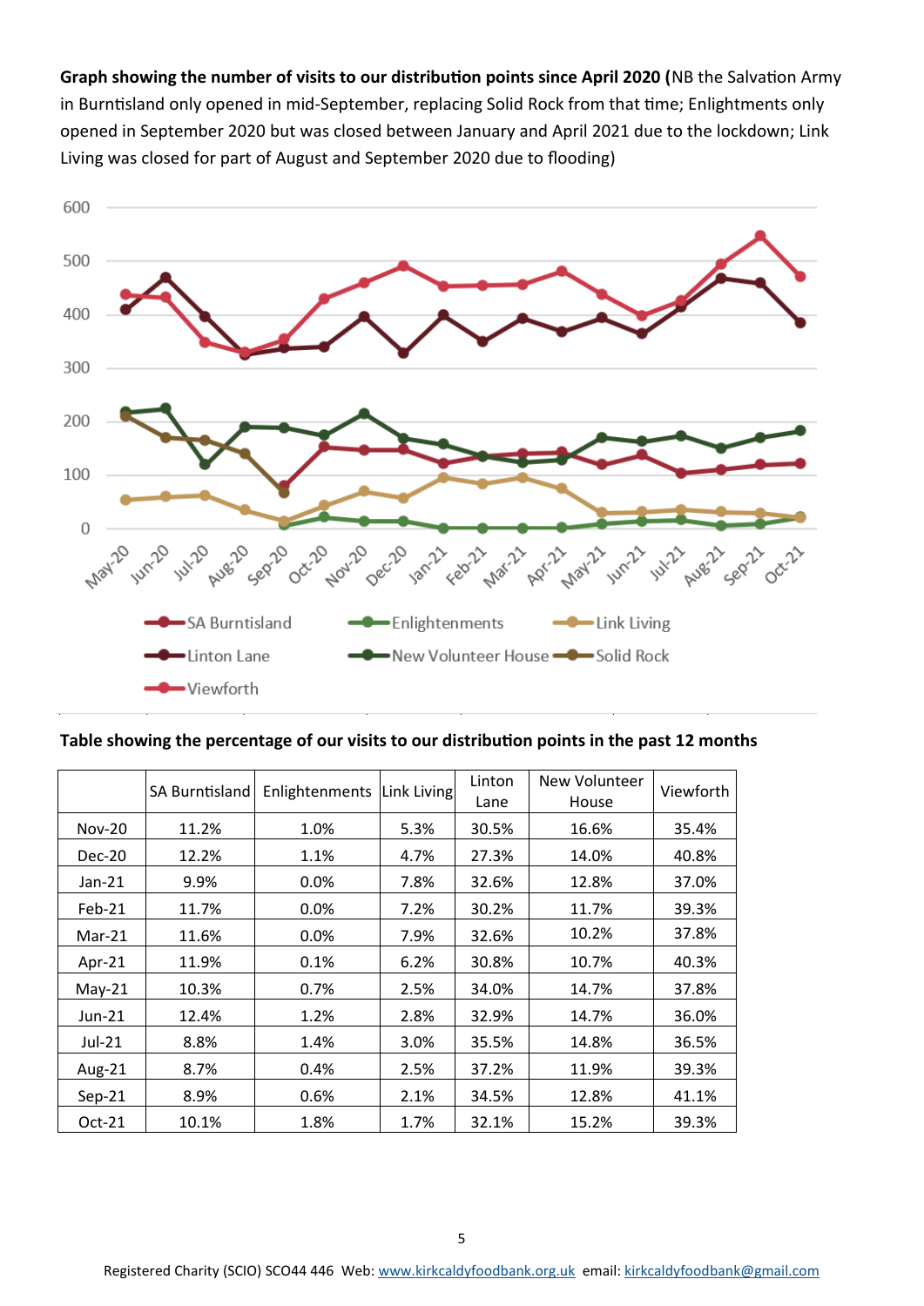**Graph showing the number of visits to our distribution points since April 2020 (**NB the Salvation Army in Burntisland only opened in mid-September, replacing Solid Rock from that time; Enlightments only opened in September 2020 but was closed between January and April 2021 due to the lockdown; Link Living was closed for part of August and September 2020 due to flooding)

**Table showing the percentage of our visits to our distribution points in the past 12 months**

| | SA Burntisland | Enlightenments | Link Living | Linton Lane | New Volunteer House | Viewforth |
|---|---|---|---|---|---|---|
| Nov-20 | 11.2% | 1.0% | 5.3% | 30.5% | 16.6% | 35.4% |
| Dec-20 | 12.2% | 1.1% | 4.7% | 27.3% | 14.0% | 40.8% |
| Jan-21 | 9.9% | 0.0% | 7.8% | 32.6% | 12.8% | 37.0% |
| Feb-21 | 11.7% | 0.0% | 7.2% | 30.2% | 11.7% | 39.3% |
| Mar-21 | 11.6% | 0.0% | 7.9% | 32.6% | 10.2% | 37.8% |
| Apr-21 | 11.9% | 0.1% | 6.2% | 30.8% | 10.7% | 40.3% |
| May-21 | 10.3% | 0.7% | 2.5% | 34.0% | 14.7% | 37.8% |
| Jun-21 | 12.4% | 1.2% | 2.8% | 32.9% | 14.7% | 36.0% |
| Jul-21 | 8.8% | 1.4% | 3.0% | 35.5% | 14.8% | 36.5% |
| Aug-21 | 8.7% | 0.4% | 2.5% | 37.2% | 11.9% | 39.3% |
| Sep-21 | 8.9% | 0.6% | 2.1% | 34.5% | 12.8% | 41.1% |
| Oct-21 | 10.1% | 1.8% | 1.7% | 32.1% | 15.2% | 39.3% |

Registered Charity (SCIO) SCO44 446 Web: www.kirkcaldyfoodbank.org.uk email: kirkcaldyfoodbank@gmail.com